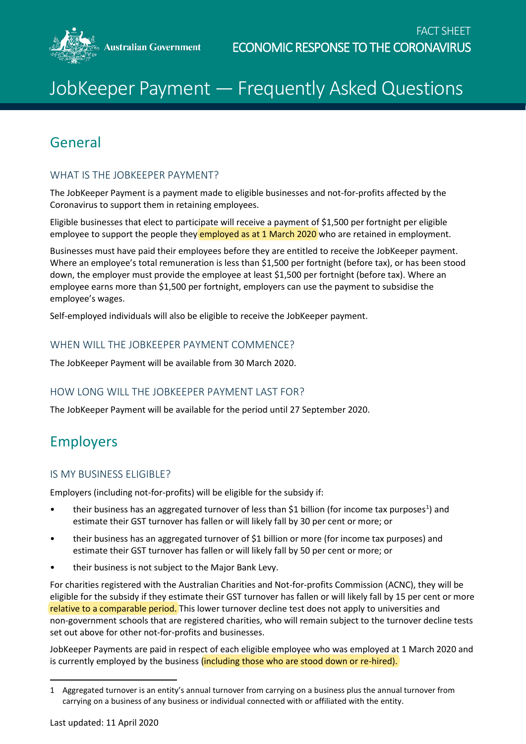FACT SHEET

ECONOMIC RESPONSE TO THE CORONAVIRUS

# JobKeeper Payment — Frequently Asked Questions

## General

### WHAT IS THE JOBKEEPER PAYMENT?

The JobKeeper Payment is a payment made to eligible businesses and not-for-profits affected by the Coronavirus to support them in retaining employees.

Eligible businesses that elect to participate will receive a payment of $1,500 per fortnight per eligible employee to support the people they employed as at 1 March 2020 who are retained in employment.

Businesses must have paid their employees before they are entitled to receive the JobKeeper payment. Where an employee's total remuneration is less than $1,500 per fortnight (before tax), or has been stood down, the employer must provide the employee at least $1,500 per fortnight (before tax). Where an employee earns more than $1,500 per fortnight, employers can use the payment to subsidise the employee's wages.

Self-employed individuals will also be eligible to receive the JobKeeper payment.

### WHEN WILL THE JOBKEEPER PAYMENT COMMENCE?

The JobKeeper Payment will be available from 30 March 2020.

### HOW LONG WILL THE JOBKEEPER PAYMENT LAST FOR?

The JobKeeper Payment will be available for the period until 27 September 2020.

## Employers

### IS MY BUSINESS ELIGIBLE?

Employers (including not-for-profits) will be eligible for the subsidy if:

- their business has an aggregated turnover of less than $1 billion (for income tax purposes[1]) and estimate their GST turnover has fallen or will likely fall by 30 per cent or more; or
- their business has an aggregated turnover of $1 billion or more (for income tax purposes) and estimate their GST turnover has fallen or will likely fall by 50 per cent or more; or
- their business is not subject to the Major Bank Levy.

For charities registered with the Australian Charities and Not-for-profits Commission (ACNC), they will be eligible for the subsidy if they estimate their GST turnover has fallen or will likely fall by 15 per cent or more relative to a comparable period. This lower turnover decline test does not apply to universities and non-government schools that are registered charities, who will remain subject to the turnover decline tests set out above for other not-for-profits and businesses.

JobKeeper Payments are paid in respect of each eligible employee who was employed at 1 March 2020 and is currently employed by the business (including those who are stood down or re-hired).

1 Aggregated turnover is an entity's annual turnover from carrying on a business plus the annual turnover from carrying on a business of any business or individual connected with or affiliated with the entity.

Last updated: 11 April 2020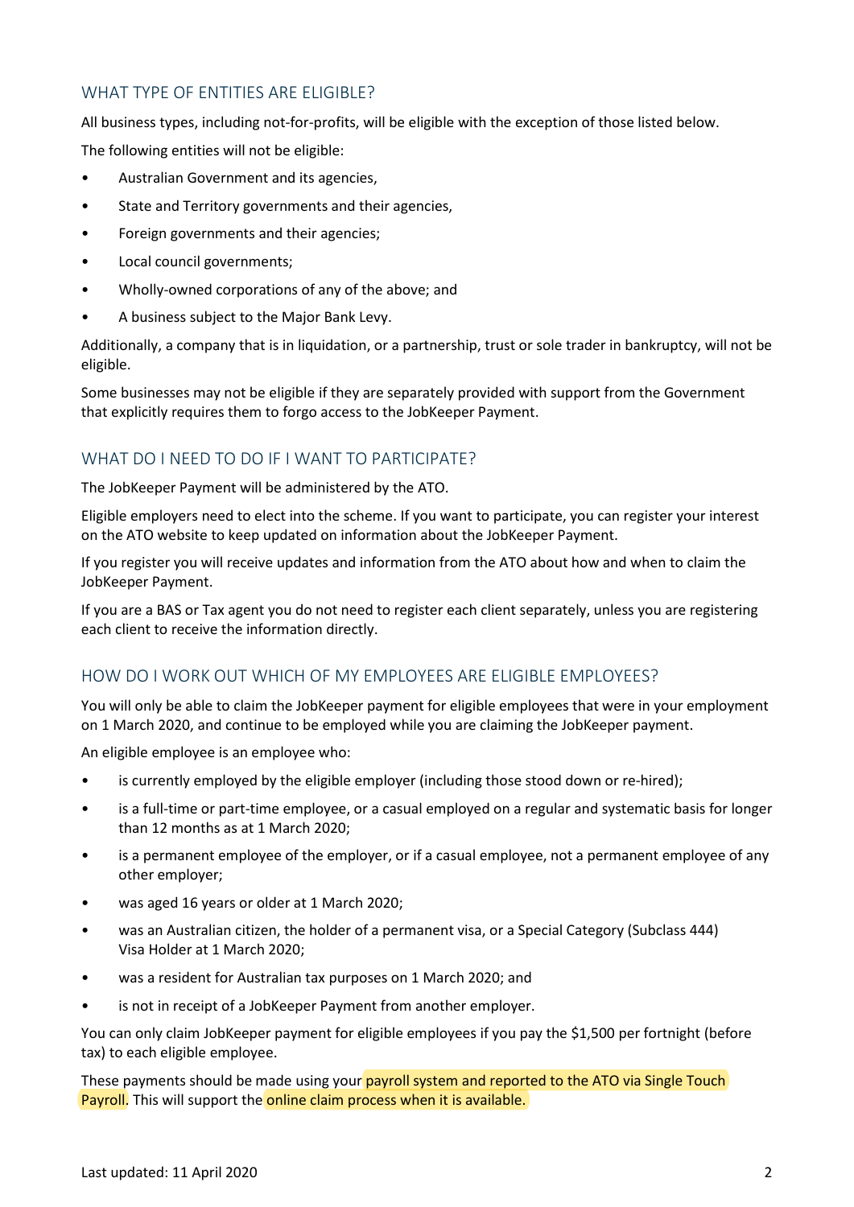## WHAT TYPE OF ENTITIES ARE ELIGIBLE?

All business types, including not-for-profits, will be eligible with the exception of those listed below.

The following entities will not be eligible:

- Australian Government and its agencies,
- State and Territory governments and their agencies,
- Foreign governments and their agencies;
- Local council governments;
- Wholly-owned corporations of any of the above; and
- A business subject to the Major Bank Levy.

Additionally, a company that is in liquidation, or a partnership, trust or sole trader in bankruptcy, will not be eligible.

Some businesses may not be eligible if they are separately provided with support from the Government that explicitly requires them to forgo access to the JobKeeper Payment.

## WHAT DO I NEED TO DO IF I WANT TO PARTICIPATE?

The JobKeeper Payment will be administered by the ATO.

Eligible employers need to elect into the scheme. If you want to participate, you can register your interest on the ATO website to keep updated on information about the JobKeeper Payment.

If you register you will receive updates and information from the ATO about how and when to claim the JobKeeper Payment.

If you are a BAS or Tax agent you do not need to register each client separately, unless you are registering each client to receive the information directly.

## HOW DO I WORK OUT WHICH OF MY EMPLOYEES ARE ELIGIBLE EMPLOYEES?

You will only be able to claim the JobKeeper payment for eligible employees that were in your employment on 1 March 2020, and continue to be employed while you are claiming the JobKeeper payment.

An eligible employee is an employee who:

- is currently employed by the eligible employer (including those stood down or re-hired);
- is a full-time or part-time employee, or a casual employed on a regular and systematic basis for longer than 12 months as at 1 March 2020;
- is a permanent employee of the employer, or if a casual employee, not a permanent employee of any other employer;
- was aged 16 years or older at 1 March 2020;
- was an Australian citizen, the holder of a permanent visa, or a Special Category (Subclass 444) Visa Holder at 1 March 2020;
- was a resident for Australian tax purposes on 1 March 2020; and
- is not in receipt of a JobKeeper Payment from another employer.

You can only claim JobKeeper payment for eligible employees if you pay the $1,500 per fortnight (before tax) to each eligible employee.

These payments should be made using your payroll system and reported to the ATO via Single Touch Payroll. This will support the online claim process when it is available.

Last updated: 11 April 2020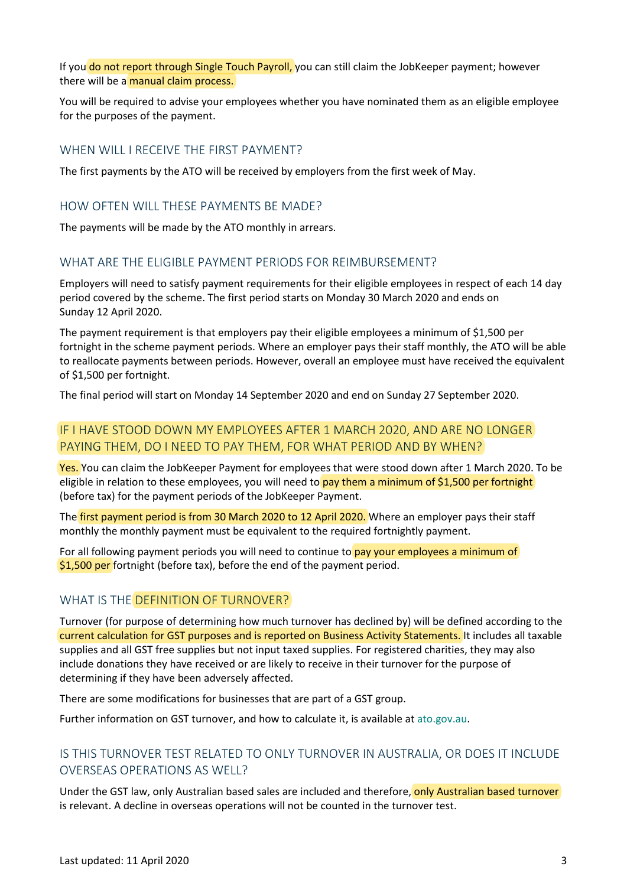If you do not report through Single Touch Payroll, you can still claim the JobKeeper payment; however there will be a manual claim process.

You will be required to advise your employees whether you have nominated them as an eligible employee for the purposes of the payment.

## WHEN WILL I RECEIVE THE FIRST PAYMENT?

The first payments by the ATO will be received by employers from the first week of May.

## HOW OFTEN WILL THESE PAYMENTS BE MADE?

The payments will be made by the ATO monthly in arrears.

## WHAT ARE THE ELIGIBLE PAYMENT PERIODS FOR REIMBURSEMENT?

Employers will need to satisfy payment requirements for their eligible employees in respect of each 14 day period covered by the scheme. The first period starts on Monday 30 March 2020 and ends on Sunday 12 April 2020.

The payment requirement is that employers pay their eligible employees a minimum of $1,500 per fortnight in the scheme payment periods. Where an employer pays their staff monthly, the ATO will be able to reallocate payments between periods. However, overall an employee must have received the equivalent of $1,500 per fortnight.

The final period will start on Monday 14 September 2020 and end on Sunday 27 September 2020.

## IF I HAVE STOOD DOWN MY EMPLOYEES AFTER 1 MARCH 2020, AND ARE NO LONGER PAYING THEM, DO I NEED TO PAY THEM, FOR WHAT PERIOD AND BY WHEN?

Yes. You can claim the JobKeeper Payment for employees that were stood down after 1 March 2020. To be eligible in relation to these employees, you will need to pay them a minimum of $1,500 per fortnight (before tax) for the payment periods of the JobKeeper Payment.

The first payment period is from 30 March 2020 to 12 April 2020. Where an employer pays their staff monthly the monthly payment must be equivalent to the required fortnightly payment.

For all following payment periods you will need to continue to pay your employees a minimum of $1,500 per fortnight (before tax), before the end of the payment period.

## WHAT IS THE DEFINITION OF TURNOVER?

Turnover (for purpose of determining how much turnover has declined by) will be defined according to the current calculation for GST purposes and is reported on Business Activity Statements. It includes all taxable supplies and all GST free supplies but not input taxed supplies. For registered charities, they may also include donations they have received or are likely to receive in their turnover for the purpose of determining if they have been adversely affected.

There are some modifications for businesses that are part of a GST group.

Further information on GST turnover, and how to calculate it, is available at ato.gov.au.

## IS THIS TURNOVER TEST RELATED TO ONLY TURNOVER IN AUSTRALIA, OR DOES IT INCLUDE OVERSEAS OPERATIONS AS WELL?

Under the GST law, only Australian based sales are included and therefore, only Australian based turnover is relevant. A decline in overseas operations will not be counted in the turnover test.

Last updated: 11 April 2020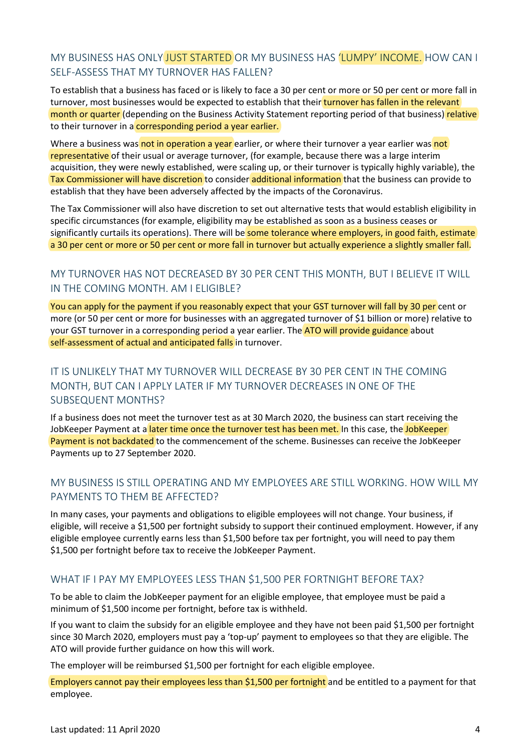## MY BUSINESS HAS ONLY JUST STARTED OR MY BUSINESS HAS 'LUMPY' INCOME. HOW CAN I SELF-ASSESS THAT MY TURNOVER HAS FALLEN?

To establish that a business has faced or is likely to face a 30 per cent or more or 50 per cent or more fall in turnover, most businesses would be expected to establish that their turnover has fallen in the relevant month or quarter (depending on the Business Activity Statement reporting period of that business) relative to their turnover in a corresponding period a year earlier.

Where a business was not in operation a year earlier, or where their turnover a year earlier was not representative of their usual or average turnover, (for example, because there was a large interim acquisition, they were newly established, were scaling up, or their turnover is typically highly variable), the Tax Commissioner will have discretion to consider additional information that the business can provide to establish that they have been adversely affected by the impacts of the Coronavirus.

The Tax Commissioner will also have discretion to set out alternative tests that would establish eligibility in specific circumstances (for example, eligibility may be established as soon as a business ceases or significantly curtails its operations). There will be some tolerance where employers, in good faith, estimate a 30 per cent or more or 50 per cent or more fall in turnover but actually experience a slightly smaller fall.

## MY TURNOVER HAS NOT DECREASED BY 30 PER CENT THIS MONTH, BUT I BELIEVE IT WILL IN THE COMING MONTH. AM I ELIGIBLE?

You can apply for the payment if you reasonably expect that your GST turnover will fall by 30 per cent or more (or 50 per cent or more for businesses with an aggregated turnover of $1 billion or more) relative to your GST turnover in a corresponding period a year earlier. The ATO will provide guidance about self-assessment of actual and anticipated falls in turnover.

## IT IS UNLIKELY THAT MY TURNOVER WILL DECREASE BY 30 PER CENT IN THE COMING MONTH, BUT CAN I APPLY LATER IF MY TURNOVER DECREASES IN ONE OF THE SUBSEQUENT MONTHS?

If a business does not meet the turnover test as at 30 March 2020, the business can start receiving the JobKeeper Payment at a later time once the turnover test has been met. In this case, the JobKeeper Payment is not backdated to the commencement of the scheme. Businesses can receive the JobKeeper Payments up to 27 September 2020.

## MY BUSINESS IS STILL OPERATING AND MY EMPLOYEES ARE STILL WORKING. HOW WILL MY PAYMENTS TO THEM BE AFFECTED?

In many cases, your payments and obligations to eligible employees will not change. Your business, if eligible, will receive a $1,500 per fortnight subsidy to support their continued employment. However, if any eligible employee currently earns less than $1,500 before tax per fortnight, you will need to pay them $1,500 per fortnight before tax to receive the JobKeeper Payment.

## WHAT IF I PAY MY EMPLOYEES LESS THAN $1,500 PER FORTNIGHT BEFORE TAX?

To be able to claim the JobKeeper payment for an eligible employee, that employee must be paid a minimum of $1,500 income per fortnight, before tax is withheld.

If you want to claim the subsidy for an eligible employee and they have not been paid $1,500 per fortnight since 30 March 2020, employers must pay a 'top-up' payment to employees so that they are eligible. The ATO will provide further guidance on how this will work.

The employer will be reimbursed $1,500 per fortnight for each eligible employee.

Employers cannot pay their employees less than $1,500 per fortnight and be entitled to a payment for that employee.

Last updated: 11 April 2020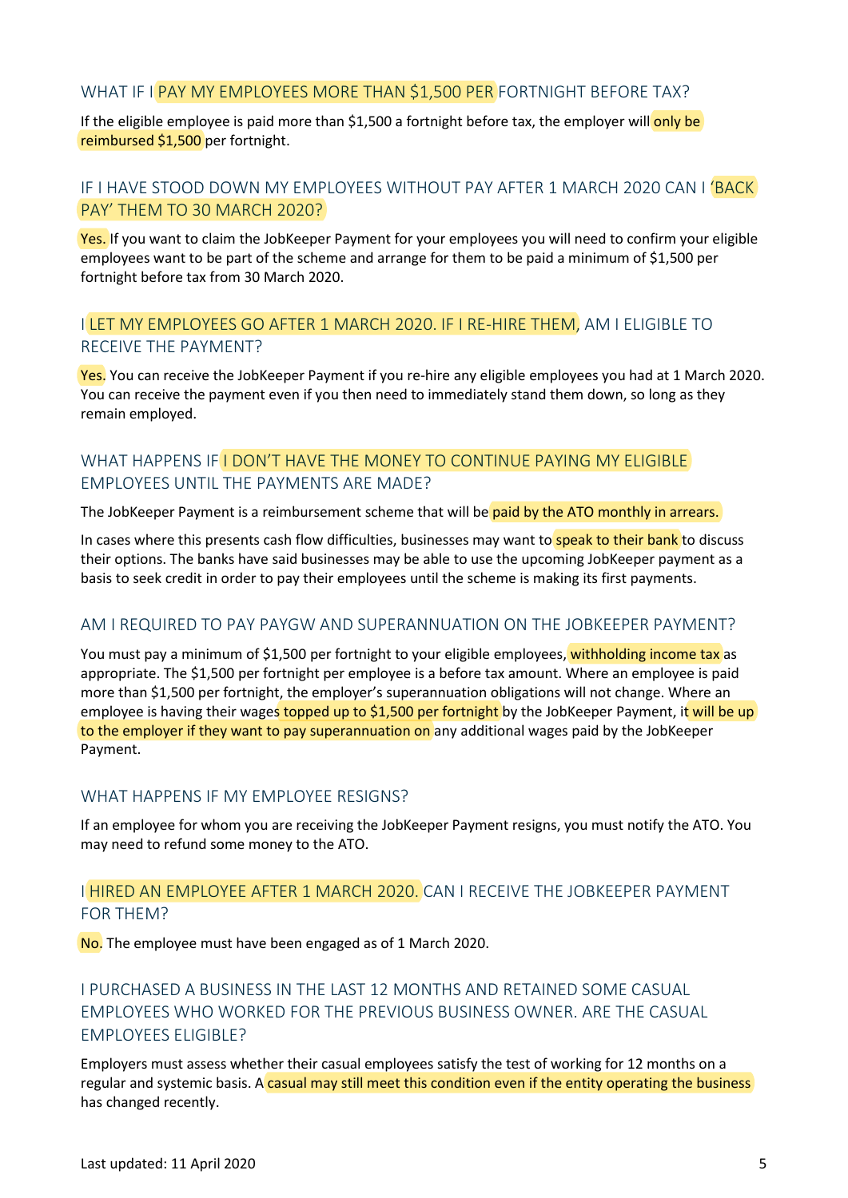### WHAT IF I PAY MY EMPLOYEES MORE THAN $1,500 PER FORTNIGHT BEFORE TAX?

If the eligible employee is paid more than $1,500 a fortnight before tax, the employer will only be reimbursed $1,500 per fortnight.

### IF I HAVE STOOD DOWN MY EMPLOYEES WITHOUT PAY AFTER 1 MARCH 2020 CAN I 'BACK PAY' THEM TO 30 MARCH 2020?

Yes. If you want to claim the JobKeeper Payment for your employees you will need to confirm your eligible employees want to be part of the scheme and arrange for them to be paid a minimum of $1,500 per fortnight before tax from 30 March 2020.

### I LET MY EMPLOYEES GO AFTER 1 MARCH 2020. IF I RE-HIRE THEM, AM I ELIGIBLE TO RECEIVE THE PAYMENT?

Yes. You can receive the JobKeeper Payment if you re-hire any eligible employees you had at 1 March 2020. You can receive the payment even if you then need to immediately stand them down, so long as they remain employed.

### WHAT HAPPENS IF I DON'T HAVE THE MONEY TO CONTINUE PAYING MY ELIGIBLE EMPLOYEES UNTIL THE PAYMENTS ARE MADE?

The JobKeeper Payment is a reimbursement scheme that will be paid by the ATO monthly in arrears.

In cases where this presents cash flow difficulties, businesses may want to speak to their bank to discuss their options. The banks have said businesses may be able to use the upcoming JobKeeper payment as a basis to seek credit in order to pay their employees until the scheme is making its first payments.

### AM I REQUIRED TO PAY PAYGW AND SUPERANNUATION ON THE JOBKEEPER PAYMENT?

You must pay a minimum of $1,500 per fortnight to your eligible employees, withholding income tax as appropriate. The $1,500 per fortnight per employee is a before tax amount. Where an employee is paid more than $1,500 per fortnight, the employer's superannuation obligations will not change. Where an employee is having their wages topped up to $1,500 per fortnight by the JobKeeper Payment, it will be up to the employer if they want to pay superannuation on any additional wages paid by the JobKeeper Payment.

### WHAT HAPPENS IF MY EMPLOYEE RESIGNS?

If an employee for whom you are receiving the JobKeeper Payment resigns, you must notify the ATO. You may need to refund some money to the ATO.

### I HIRED AN EMPLOYEE AFTER 1 MARCH 2020. CAN I RECEIVE THE JOBKEEPER PAYMENT FOR THEM?

No. The employee must have been engaged as of 1 March 2020.

### I PURCHASED A BUSINESS IN THE LAST 12 MONTHS AND RETAINED SOME CASUAL EMPLOYEES WHO WORKED FOR THE PREVIOUS BUSINESS OWNER. ARE THE CASUAL EMPLOYEES ELIGIBLE?

Employers must assess whether their casual employees satisfy the test of working for 12 months on a regular and systemic basis. A casual may still meet this condition even if the entity operating the business has changed recently.

Last updated: 11 April 2020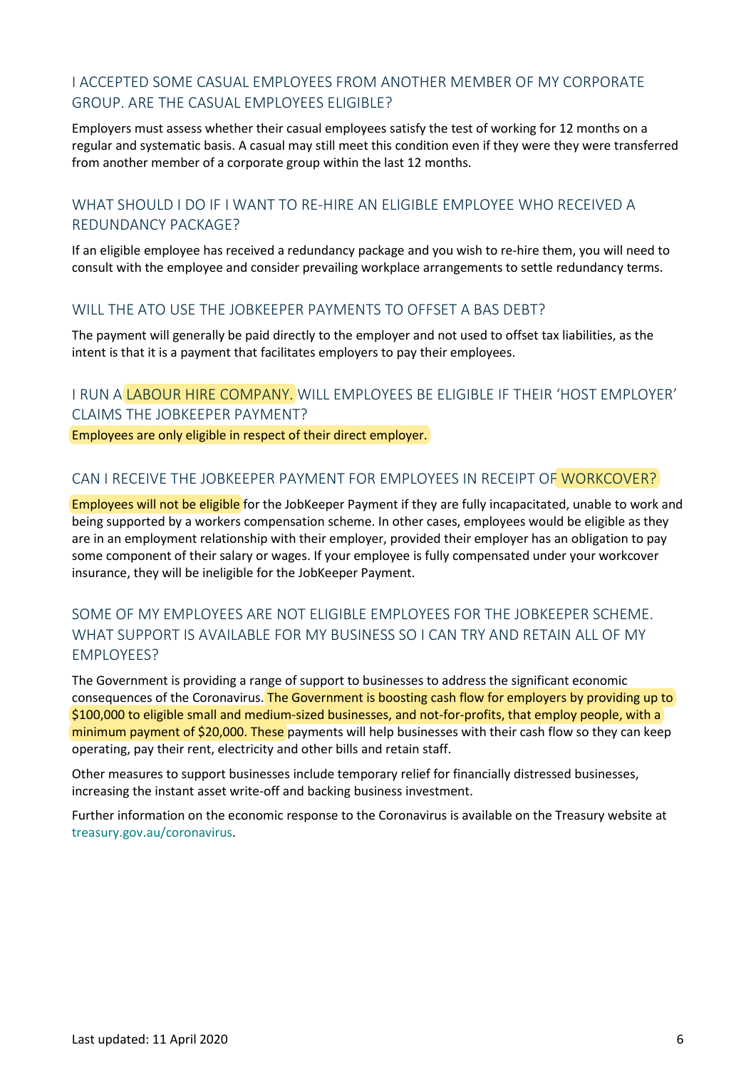## I ACCEPTED SOME CASUAL EMPLOYEES FROM ANOTHER MEMBER OF MY CORPORATE GROUP. ARE THE CASUAL EMPLOYEES ELIGIBLE?

Employers must assess whether their casual employees satisfy the test of working for 12 months on a regular and systematic basis. A casual may still meet this condition even if they were they were transferred from another member of a corporate group within the last 12 months.

## WHAT SHOULD I DO IF I WANT TO RE-HIRE AN ELIGIBLE EMPLOYEE WHO RECEIVED A REDUNDANCY PACKAGE?

If an eligible employee has received a redundancy package and you wish to re-hire them, you will need to consult with the employee and consider prevailing workplace arrangements to settle redundancy terms.

## WILL THE ATO USE THE JOBKEEPER PAYMENTS TO OFFSET A BAS DEBT?

The payment will generally be paid directly to the employer and not used to offset tax liabilities, as the intent is that it is a payment that facilitates employers to pay their employees.

## I RUN A LABOUR HIRE COMPANY. WILL EMPLOYEES BE ELIGIBLE IF THEIR 'HOST EMPLOYER' CLAIMS THE JOBKEEPER PAYMENT?

Employees are only eligible in respect of their direct employer.

## CAN I RECEIVE THE JOBKEEPER PAYMENT FOR EMPLOYEES IN RECEIPT OF WORKCOVER?

Employees will not be eligible for the JobKeeper Payment if they are fully incapacitated, unable to work and being supported by a workers compensation scheme. In other cases, employees would be eligible as they are in an employment relationship with their employer, provided their employer has an obligation to pay some component of their salary or wages. If your employee is fully compensated under your workcover insurance, they will be ineligible for the JobKeeper Payment.

## SOME OF MY EMPLOYEES ARE NOT ELIGIBLE EMPLOYEES FOR THE JOBKEEPER SCHEME. WHAT SUPPORT IS AVAILABLE FOR MY BUSINESS SO I CAN TRY AND RETAIN ALL OF MY EMPLOYEES?

The Government is providing a range of support to businesses to address the significant economic consequences of the Coronavirus. The Government is boosting cash flow for employers by providing up to $100,000 to eligible small and medium-sized businesses, and not-for-profits, that employ people, with a minimum payment of $20,000. These payments will help businesses with their cash flow so they can keep operating, pay their rent, electricity and other bills and retain staff.

Other measures to support businesses include temporary relief for financially distressed businesses, increasing the instant asset write-off and backing business investment.

Further information on the economic response to the Coronavirus is available on the Treasury website at treasury.gov.au/coronavirus.

Last updated: 11 April 2020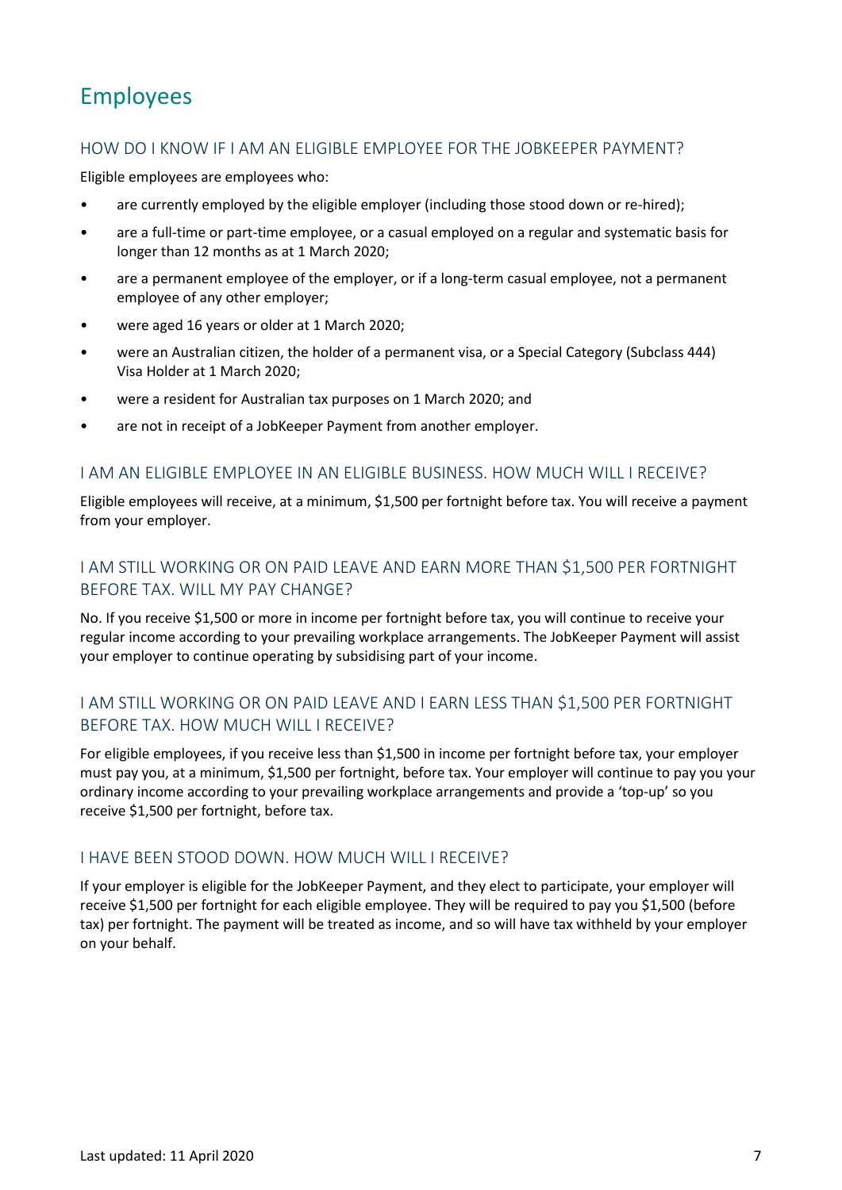# Employees

### HOW DO I KNOW IF I AM AN ELIGIBLE EMPLOYEE FOR THE JOBKEEPER PAYMENT?

Eligible employees are employees who:

- are currently employed by the eligible employer (including those stood down or re-hired);
- are a full-time or part-time employee, or a casual employed on a regular and systematic basis for longer than 12 months as at 1 March 2020;
- are a permanent employee of the employer, or if a long-term casual employee, not a permanent employee of any other employer;
- were aged 16 years or older at 1 March 2020;
- were an Australian citizen, the holder of a permanent visa, or a Special Category (Subclass 444) Visa Holder at 1 March 2020;
- were a resident for Australian tax purposes on 1 March 2020; and
- are not in receipt of a JobKeeper Payment from another employer.

### I AM AN ELIGIBLE EMPLOYEE IN AN ELIGIBLE BUSINESS. HOW MUCH WILL I RECEIVE?

Eligible employees will receive, at a minimum, $1,500 per fortnight before tax. You will receive a payment from your employer.

### I AM STILL WORKING OR ON PAID LEAVE AND EARN MORE THAN $1,500 PER FORTNIGHT BEFORE TAX. WILL MY PAY CHANGE?

No. If you receive $1,500 or more in income per fortnight before tax, you will continue to receive your regular income according to your prevailing workplace arrangements. The JobKeeper Payment will assist your employer to continue operating by subsidising part of your income.

### I AM STILL WORKING OR ON PAID LEAVE AND I EARN LESS THAN $1,500 PER FORTNIGHT BEFORE TAX. HOW MUCH WILL I RECEIVE?

For eligible employees, if you receive less than $1,500 in income per fortnight before tax, your employer must pay you, at a minimum, $1,500 per fortnight, before tax. Your employer will continue to pay you your ordinary income according to your prevailing workplace arrangements and provide a 'top-up' so you receive $1,500 per fortnight, before tax.

### I HAVE BEEN STOOD DOWN. HOW MUCH WILL I RECEIVE?

If your employer is eligible for the JobKeeper Payment, and they elect to participate, your employer will receive $1,500 per fortnight for each eligible employee. They will be required to pay you $1,500 (before tax) per fortnight. The payment will be treated as income, and so will have tax withheld by your employer on your behalf.

Last updated: 11 April 2020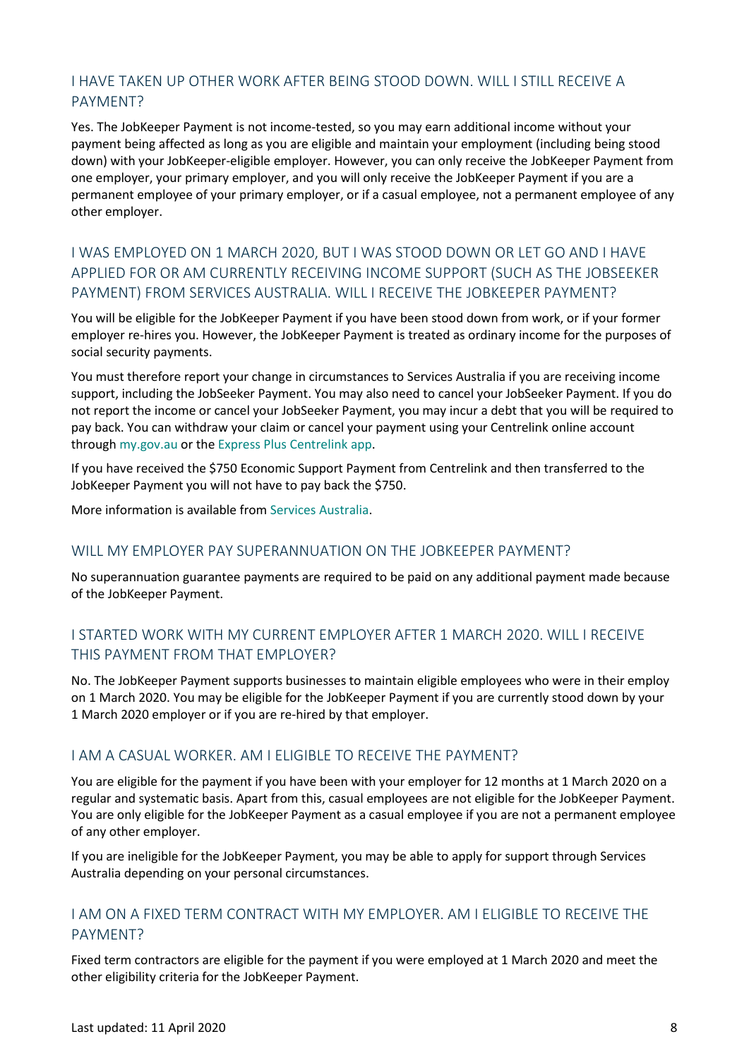## I HAVE TAKEN UP OTHER WORK AFTER BEING STOOD DOWN. WILL I STILL RECEIVE A PAYMENT?

Yes. The JobKeeper Payment is not income-tested, so you may earn additional income without your payment being affected as long as you are eligible and maintain your employment (including being stood down) with your JobKeeper-eligible employer. However, you can only receive the JobKeeper Payment from one employer, your primary employer, and you will only receive the JobKeeper Payment if you are a permanent employee of your primary employer, or if a casual employee, not a permanent employee of any other employer.

## I WAS EMPLOYED ON 1 MARCH 2020, BUT I WAS STOOD DOWN OR LET GO AND I HAVE APPLIED FOR OR AM CURRENTLY RECEIVING INCOME SUPPORT (SUCH AS THE JOBSEEKER PAYMENT) FROM SERVICES AUSTRALIA. WILL I RECEIVE THE JOBKEEPER PAYMENT?

You will be eligible for the JobKeeper Payment if you have been stood down from work, or if your former employer re-hires you. However, the JobKeeper Payment is treated as ordinary income for the purposes of social security payments.

You must therefore report your change in circumstances to Services Australia if you are receiving income support, including the JobSeeker Payment. You may also need to cancel your JobSeeker Payment. If you do not report the income or cancel your JobSeeker Payment, you may incur a debt that you will be required to pay back. You can withdraw your claim or cancel your payment using your Centrelink online account through my.gov.au or the Express Plus Centrelink app.

If you have received the $750 Economic Support Payment from Centrelink and then transferred to the JobKeeper Payment you will not have to pay back the $750.

More information is available from Services Australia.

## WILL MY EMPLOYER PAY SUPERANNUATION ON THE JOBKEEPER PAYMENT?

No superannuation guarantee payments are required to be paid on any additional payment made because of the JobKeeper Payment.

## I STARTED WORK WITH MY CURRENT EMPLOYER AFTER 1 MARCH 2020. WILL I RECEIVE THIS PAYMENT FROM THAT EMPLOYER?

No. The JobKeeper Payment supports businesses to maintain eligible employees who were in their employ on 1 March 2020. You may be eligible for the JobKeeper Payment if you are currently stood down by your 1 March 2020 employer or if you are re-hired by that employer.

## I AM A CASUAL WORKER. AM I ELIGIBLE TO RECEIVE THE PAYMENT?

You are eligible for the payment if you have been with your employer for 12 months at 1 March 2020 on a regular and systematic basis. Apart from this, casual employees are not eligible for the JobKeeper Payment. You are only eligible for the JobKeeper Payment as a casual employee if you are not a permanent employee of any other employer.

If you are ineligible for the JobKeeper Payment, you may be able to apply for support through Services Australia depending on your personal circumstances.

## I AM ON A FIXED TERM CONTRACT WITH MY EMPLOYER. AM I ELIGIBLE TO RECEIVE THE PAYMENT?

Fixed term contractors are eligible for the payment if you were employed at 1 March 2020 and meet the other eligibility criteria for the JobKeeper Payment.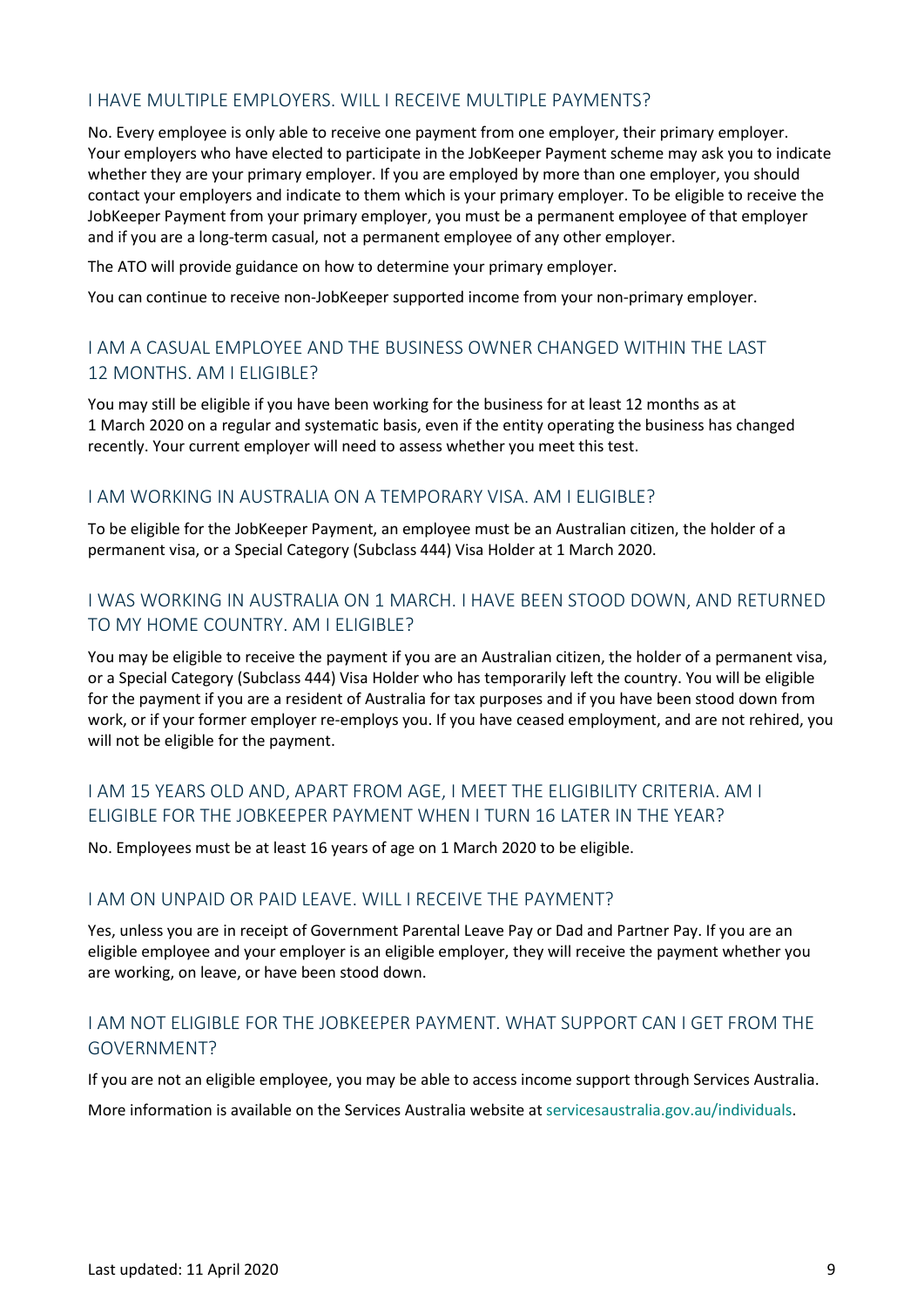## I HAVE MULTIPLE EMPLOYERS. WILL I RECEIVE MULTIPLE PAYMENTS?

No. Every employee is only able to receive one payment from one employer, their primary employer. Your employers who have elected to participate in the JobKeeper Payment scheme may ask you to indicate whether they are your primary employer. If you are employed by more than one employer, you should contact your employers and indicate to them which is your primary employer. To be eligible to receive the JobKeeper Payment from your primary employer, you must be a permanent employee of that employer and if you are a long-term casual, not a permanent employee of any other employer.

The ATO will provide guidance on how to determine your primary employer.

You can continue to receive non-JobKeeper supported income from your non-primary employer.

## I AM A CASUAL EMPLOYEE AND THE BUSINESS OWNER CHANGED WITHIN THE LAST 12 MONTHS. AM I ELIGIBLE?

You may still be eligible if you have been working for the business for at least 12 months as at 1 March 2020 on a regular and systematic basis, even if the entity operating the business has changed recently. Your current employer will need to assess whether you meet this test.

## I AM WORKING IN AUSTRALIA ON A TEMPORARY VISA. AM I ELIGIBLE?

To be eligible for the JobKeeper Payment, an employee must be an Australian citizen, the holder of a permanent visa, or a Special Category (Subclass 444) Visa Holder at 1 March 2020.

## I WAS WORKING IN AUSTRALIA ON 1 MARCH. I HAVE BEEN STOOD DOWN, AND RETURNED TO MY HOME COUNTRY. AM I ELIGIBLE?

You may be eligible to receive the payment if you are an Australian citizen, the holder of a permanent visa, or a Special Category (Subclass 444) Visa Holder who has temporarily left the country. You will be eligible for the payment if you are a resident of Australia for tax purposes and if you have been stood down from work, or if your former employer re-employs you. If you have ceased employment, and are not rehired, you will not be eligible for the payment.

## I AM 15 YEARS OLD AND, APART FROM AGE, I MEET THE ELIGIBILITY CRITERIA. AM I ELIGIBLE FOR THE JOBKEEPER PAYMENT WHEN I TURN 16 LATER IN THE YEAR?

No. Employees must be at least 16 years of age on 1 March 2020 to be eligible.

## I AM ON UNPAID OR PAID LEAVE. WILL I RECEIVE THE PAYMENT?

Yes, unless you are in receipt of Government Parental Leave Pay or Dad and Partner Pay. If you are an eligible employee and your employer is an eligible employer, they will receive the payment whether you are working, on leave, or have been stood down.

## I AM NOT ELIGIBLE FOR THE JOBKEEPER PAYMENT. WHAT SUPPORT CAN I GET FROM THE GOVERNMENT?

If you are not an eligible employee, you may be able to access income support through Services Australia.

More information is available on the Services Australia website at servicesaustralia.gov.au/individuals.

Last updated: 11 April 2020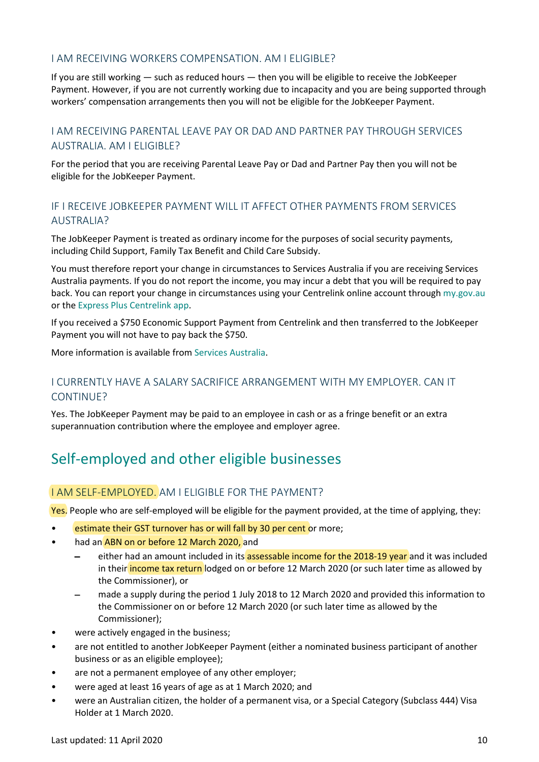### I AM RECEIVING WORKERS COMPENSATION. AM I ELIGIBLE?

If you are still working — such as reduced hours — then you will be eligible to receive the JobKeeper Payment. However, if you are not currently working due to incapacity and you are being supported through workers' compensation arrangements then you will not be eligible for the JobKeeper Payment.

### I AM RECEIVING PARENTAL LEAVE PAY OR DAD AND PARTNER PAY THROUGH SERVICES AUSTRALIA. AM I ELIGIBLE?

For the period that you are receiving Parental Leave Pay or Dad and Partner Pay then you will not be eligible for the JobKeeper Payment.

### IF I RECEIVE JOBKEEPER PAYMENT WILL IT AFFECT OTHER PAYMENTS FROM SERVICES AUSTRALIA?

The JobKeeper Payment is treated as ordinary income for the purposes of social security payments, including Child Support, Family Tax Benefit and Child Care Subsidy.

You must therefore report your change in circumstances to Services Australia if you are receiving Services Australia payments. If you do not report the income, you may incur a debt that you will be required to pay back. You can report your change in circumstances using your Centrelink online account through my.gov.au or the Express Plus Centrelink app.

If you received a $750 Economic Support Payment from Centrelink and then transferred to the JobKeeper Payment you will not have to pay back the $750.

More information is available from Services Australia.

### I CURRENTLY HAVE A SALARY SACRIFICE ARRANGEMENT WITH MY EMPLOYER. CAN IT CONTINUE?

Yes. The JobKeeper Payment may be paid to an employee in cash or as a fringe benefit or an extra superannuation contribution where the employee and employer agree.

## Self-employed and other eligible businesses

### I AM SELF-EMPLOYED. AM I ELIGIBLE FOR THE PAYMENT?

Yes. People who are self-employed will be eligible for the payment provided, at the time of applying, they:

- estimate their GST turnover has or will fall by 30 per cent or more;
- had an ABN on or before 12 March 2020, and
  - either had an amount included in its assessable income for the 2018-19 year and it was included in their income tax return lodged on or before 12 March 2020 (or such later time as allowed by the Commissioner), or
  - made a supply during the period 1 July 2018 to 12 March 2020 and provided this information to the Commissioner on or before 12 March 2020 (or such later time as allowed by the Commissioner);
- were actively engaged in the business;
- are not entitled to another JobKeeper Payment (either a nominated business participant of another business or as an eligible employee);
- are not a permanent employee of any other employer;
- were aged at least 16 years of age as at 1 March 2020; and
- were an Australian citizen, the holder of a permanent visa, or a Special Category (Subclass 444) Visa Holder at 1 March 2020.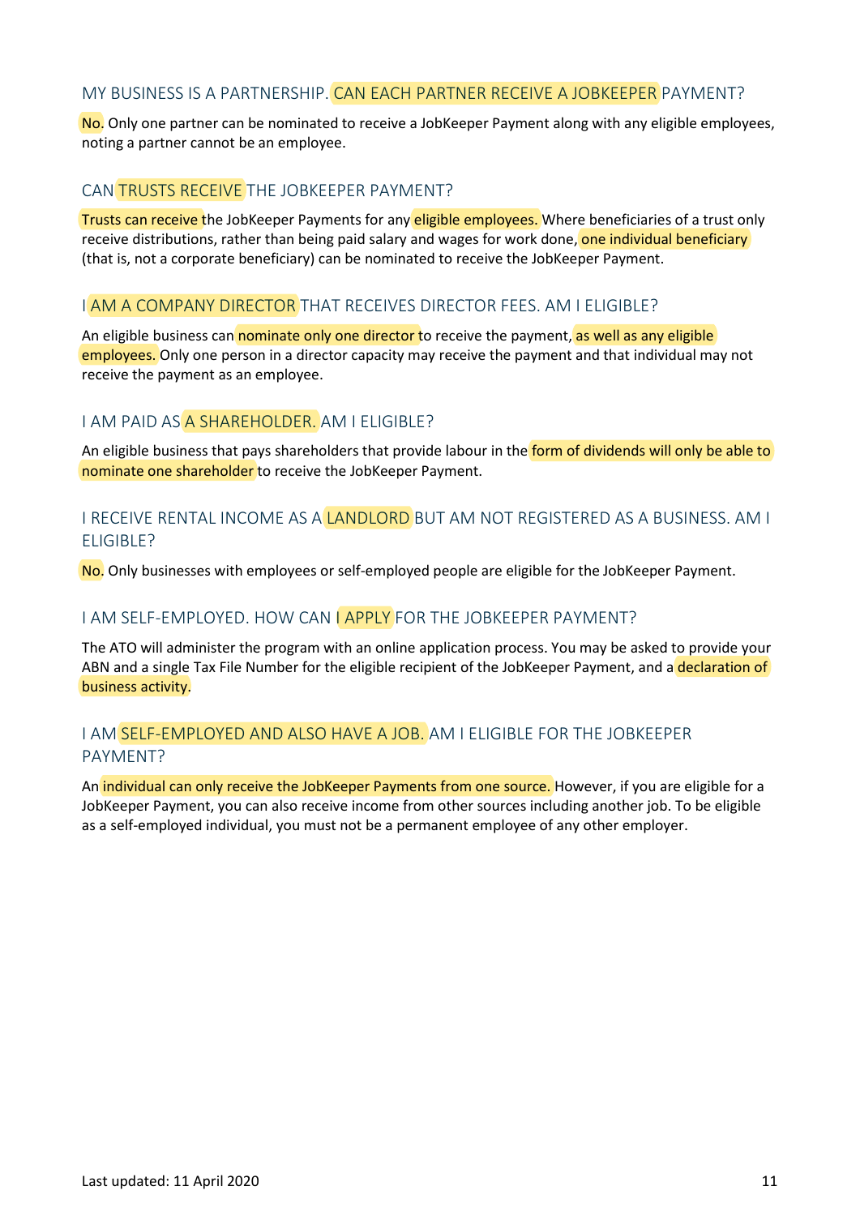## MY BUSINESS IS A PARTNERSHIP. CAN EACH PARTNER RECEIVE A JOBKEEPER PAYMENT?

No. Only one partner can be nominated to receive a JobKeeper Payment along with any eligible employees, noting a partner cannot be an employee.

## CAN TRUSTS RECEIVE THE JOBKEEPER PAYMENT?

Trusts can receive the JobKeeper Payments for any eligible employees. Where beneficiaries of a trust only receive distributions, rather than being paid salary and wages for work done, one individual beneficiary (that is, not a corporate beneficiary) can be nominated to receive the JobKeeper Payment.

## I AM A COMPANY DIRECTOR THAT RECEIVES DIRECTOR FEES. AM I ELIGIBLE?

An eligible business can nominate only one director to receive the payment, as well as any eligible employees. Only one person in a director capacity may receive the payment and that individual may not receive the payment as an employee.

## I AM PAID AS A SHAREHOLDER. AM I ELIGIBLE?

An eligible business that pays shareholders that provide labour in the form of dividends will only be able to nominate one shareholder to receive the JobKeeper Payment.

## I RECEIVE RENTAL INCOME AS A LANDLORD BUT AM NOT REGISTERED AS A BUSINESS. AM I ELIGIBLE?

No. Only businesses with employees or self-employed people are eligible for the JobKeeper Payment.

## I AM SELF-EMPLOYED. HOW CAN I APPLY FOR THE JOBKEEPER PAYMENT?

The ATO will administer the program with an online application process. You may be asked to provide your ABN and a single Tax File Number for the eligible recipient of the JobKeeper Payment, and a declaration of business activity.

## I AM SELF-EMPLOYED AND ALSO HAVE A JOB. AM I ELIGIBLE FOR THE JOBKEEPER PAYMENT?

An individual can only receive the JobKeeper Payments from one source. However, if you are eligible for a JobKeeper Payment, you can also receive income from other sources including another job. To be eligible as a self-employed individual, you must not be a permanent employee of any other employer.

Last updated: 11 April 2020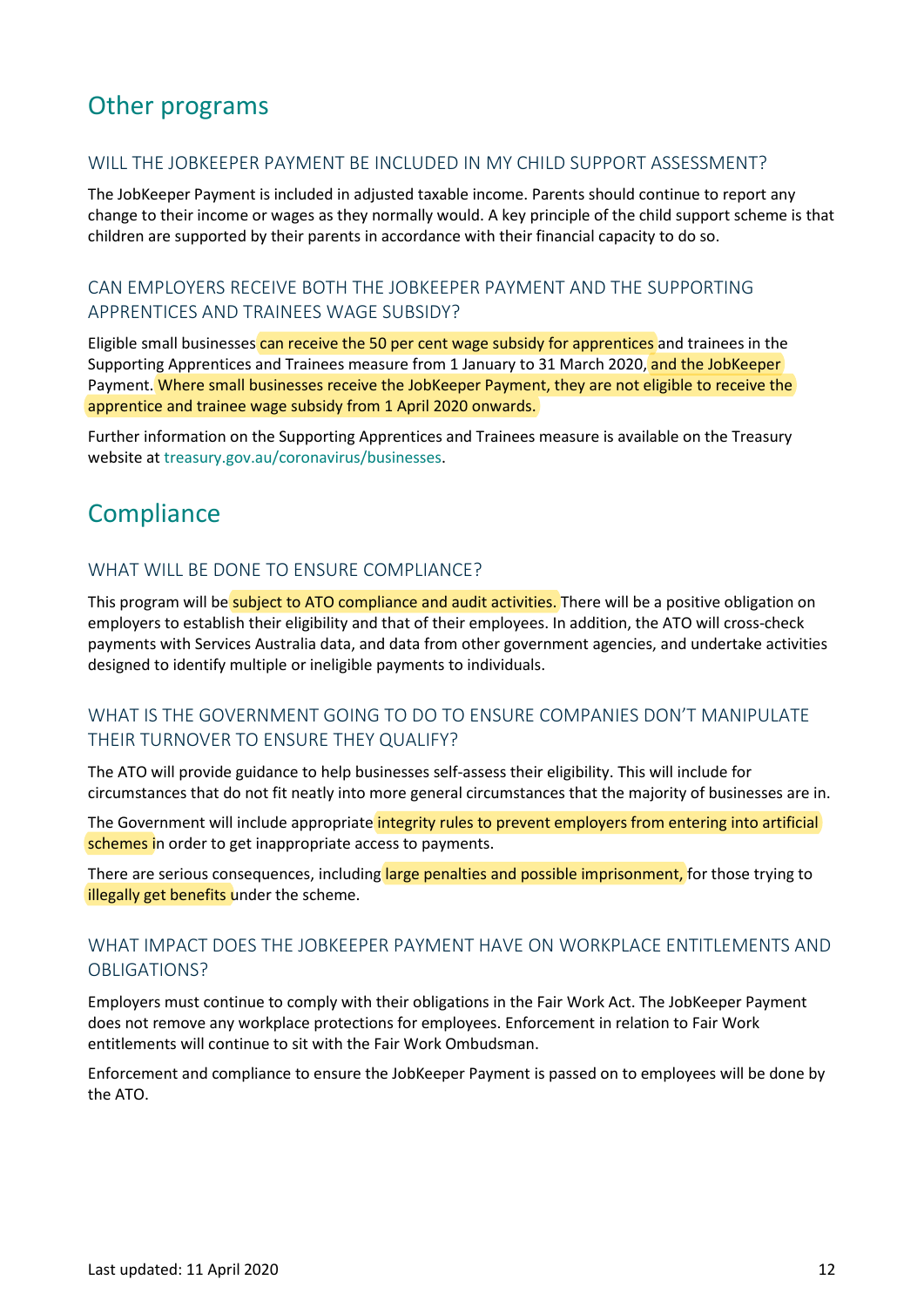## Other programs

### WILL THE JOBKEEPER PAYMENT BE INCLUDED IN MY CHILD SUPPORT ASSESSMENT?

The JobKeeper Payment is included in adjusted taxable income. Parents should continue to report any change to their income or wages as they normally would. A key principle of the child support scheme is that children are supported by their parents in accordance with their financial capacity to do so.

### CAN EMPLOYERS RECEIVE BOTH THE JOBKEEPER PAYMENT AND THE SUPPORTING APPRENTICES AND TRAINEES WAGE SUBSIDY?

Eligible small businesses can receive the 50 per cent wage subsidy for apprentices and trainees in the Supporting Apprentices and Trainees measure from 1 January to 31 March 2020, and the JobKeeper Payment. Where small businesses receive the JobKeeper Payment, they are not eligible to receive the apprentice and trainee wage subsidy from 1 April 2020 onwards.

Further information on the Supporting Apprentices and Trainees measure is available on the Treasury website at treasury.gov.au/coronavirus/businesses.

## Compliance

### WHAT WILL BE DONE TO ENSURE COMPLIANCE?

This program will be subject to ATO compliance and audit activities. There will be a positive obligation on employers to establish their eligibility and that of their employees. In addition, the ATO will cross-check payments with Services Australia data, and data from other government agencies, and undertake activities designed to identify multiple or ineligible payments to individuals.

### WHAT IS THE GOVERNMENT GOING TO DO TO ENSURE COMPANIES DON'T MANIPULATE THEIR TURNOVER TO ENSURE THEY QUALIFY?

The ATO will provide guidance to help businesses self-assess their eligibility. This will include for circumstances that do not fit neatly into more general circumstances that the majority of businesses are in.

The Government will include appropriate integrity rules to prevent employers from entering into artificial schemes in order to get inappropriate access to payments.

There are serious consequences, including large penalties and possible imprisonment, for those trying to illegally get benefits under the scheme.

### WHAT IMPACT DOES THE JOBKEEPER PAYMENT HAVE ON WORKPLACE ENTITLEMENTS AND OBLIGATIONS?

Employers must continue to comply with their obligations in the Fair Work Act. The JobKeeper Payment does not remove any workplace protections for employees. Enforcement in relation to Fair Work entitlements will continue to sit with the Fair Work Ombudsman.

Enforcement and compliance to ensure the JobKeeper Payment is passed on to employees will be done by the ATO.

Last updated: 11 April 2020